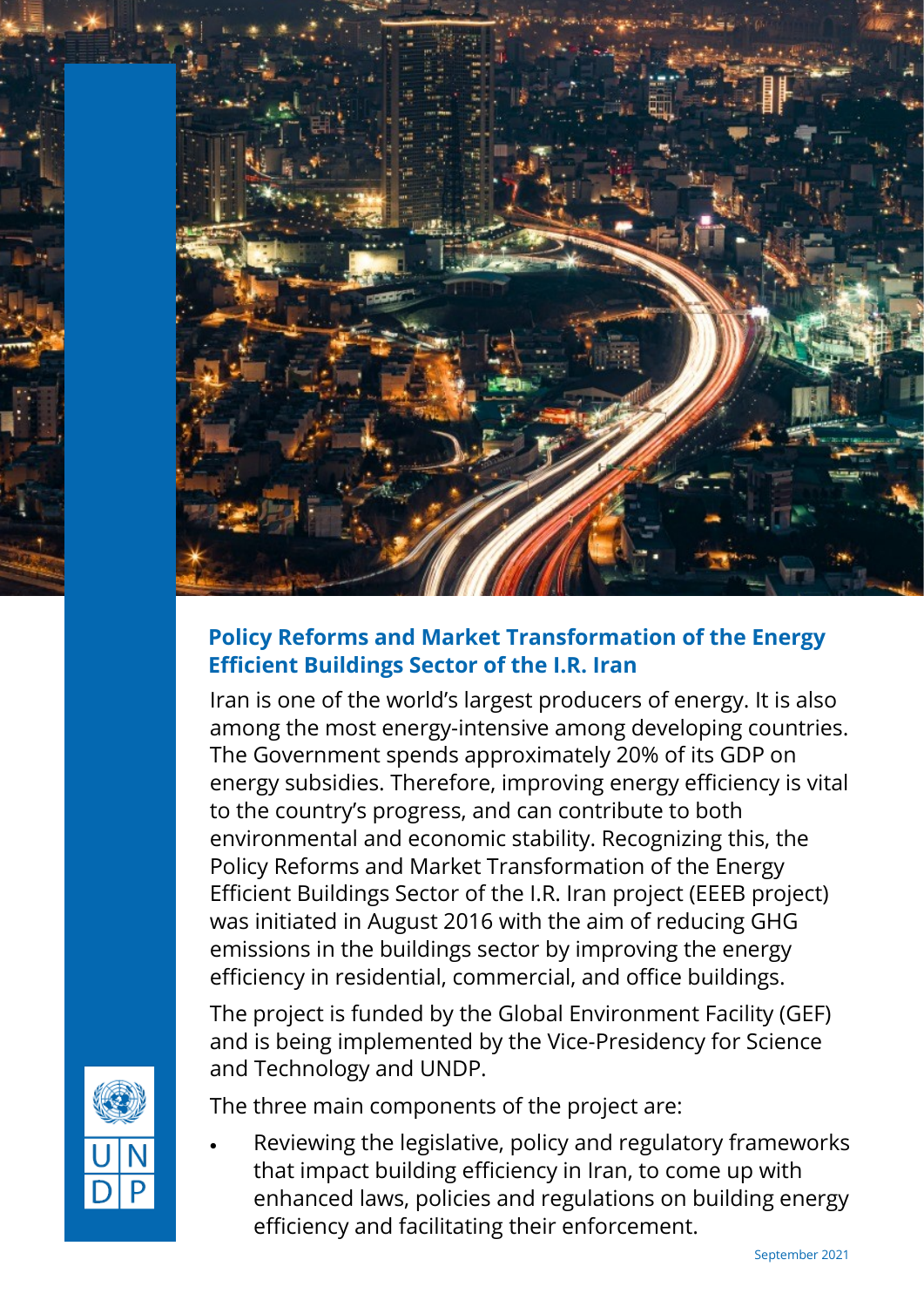## Policy Reforms and Market Transformation of the Energy Efficient Buildings Sector of the I.R. Iran

Iran is one of the world's largest producers of energy. It is also among the most energy-intensive among developing countries. The Government spends approximately 20% of its GDP on energy subsidies. Therefore, improving energy efficiency is vital to the country's progress, and can contribute to both environmental and economic stability. Recognizing this, the Policy Reforms and Market Transformation of the Energy Efficient Buildings Sector of the I.R. Iran project (EEEB project) was initiated in August 2016 with the aim of reducing GHG emissions in the buildings sector by improving the energy efficiency in residential, commercial, and office buildings.

The project is funded by the Global Environment Facility (GEF) and is being implemented by the Vice-Presidency for Science and Technology and UNDP.

The three main components of the project are:

- Reviewing the legislative, policy and regulatory frameworks that impact building efficiency in Iran, to come up with enhanced laws, policies and regulations on building energy efficiency and facilitating their enforcement.

September 2021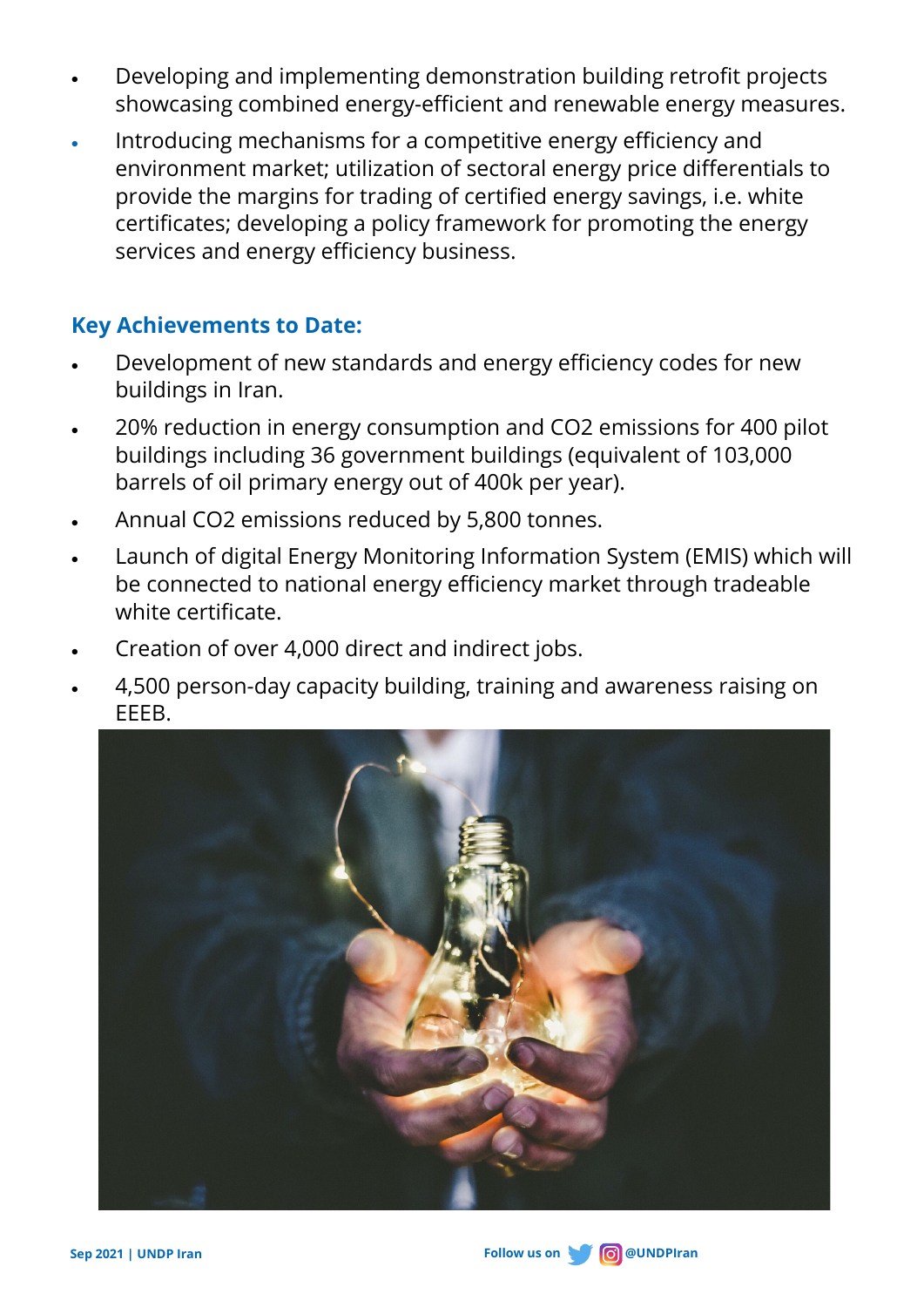- Developing and implementing demonstration building retrofit projects showcasing combined energy-efficient and renewable energy measures.
- Introducing mechanisms for a competitive energy efficiency and environment market; utilization of sectoral energy price differentials to provide the margins for trading of certified energy savings, i.e. white certificates; developing a policy framework for promoting the energy services and energy efficiency business.

### Key Achievements to Date:

- Development of new standards and energy efficiency codes for new buildings in Iran.
- 20% reduction in energy consumption and $CO_2$ emissions for 400 pilot buildings including 36 government buildings (equivalent of 103,000 barrels of oil primary energy out of 400k per year).
- Annual $CO_2$ emissions reduced by 5,800 tonnes.
- Launch of digital Energy Monitoring Information System (EMIS) which will be connected to national energy efficiency market through tradeable white certificate.
- Creation of over 4,000 direct and indirect jobs.
- 4,500 person-day capacity building, training and awareness raising on EEEB.

Sep 2021 | UNDP Iran

Follow us on @UNDPIran